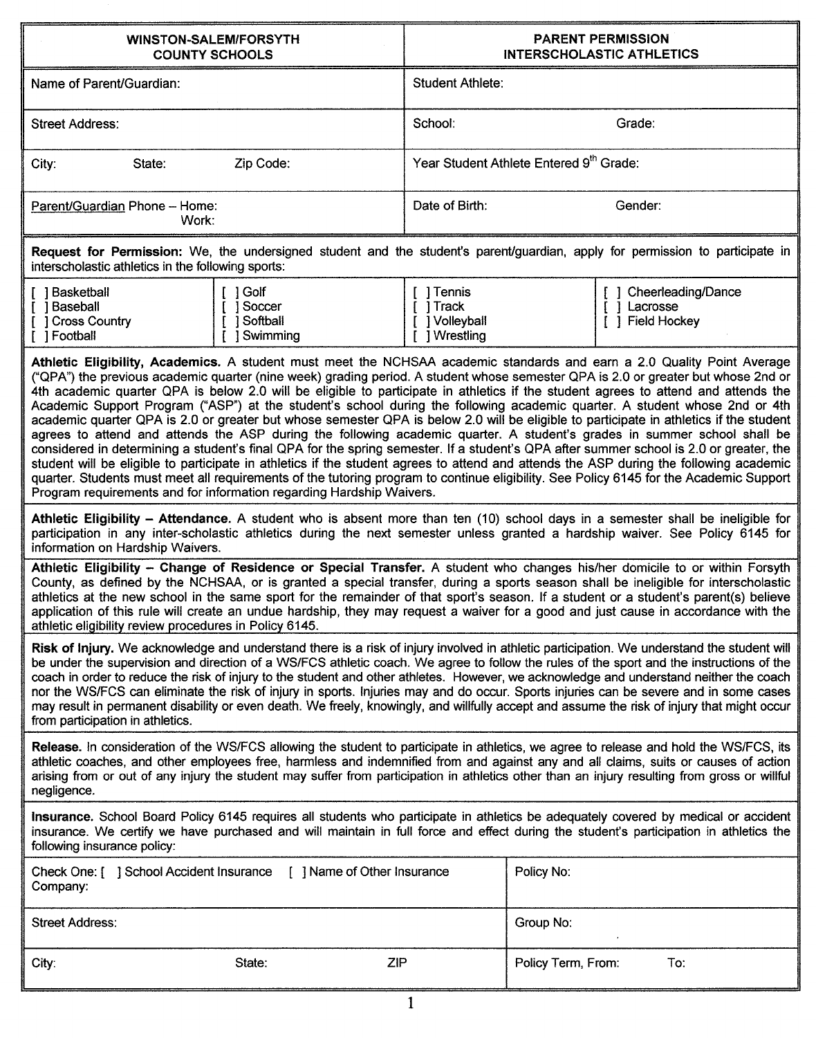| WINSTON-SALEM/FORSYTH COUNTY SCHOOLS | PARENT PERMISSION INTERSCHOLASTIC ATHLETICS |
|---|---|
| Name of Parent/Guardian: | Student Athlete: |
| Street Address: | School: Grade: |
| City: State: Zip Code: | Year Student Athlete Entered 9th Grade: |
| Parent/Guardian Phone – Home: Work: | Date of Birth: Gender: |

**Request for Permission:** We, the undersigned student and the student's parent/guardian, apply for permission to participate in interscholastic athletics in the following sports:

| | | | |
|---|---|---|---|
| [ ] Basketball | [ ] Golf | [ ] Tennis | [ ] Cheerleading/Dance |
| [ ] Baseball | [ ] Soccer | [ ] Track | [ ] Lacrosse |
| [ ] Cross Country | [ ] Softball | [ ] Volleyball | [ ] Field Hockey |
| [ ] Football | [ ] Swimming | [ ] Wrestling | |

**Athletic Eligibility, Academics.** A student must meet the NCHSAA academic standards and earn a 2.0 Quality Point Average ("QPA") the previous academic quarter (nine week) grading period. A student whose semester QPA is 2.0 or greater but whose 2nd or 4th academic quarter QPA is below 2.0 will be eligible to participate in athletics if the student agrees to attend and attends the Academic Support Program ("ASP") at the student's school during the following academic quarter. A student whose 2nd or 4th academic quarter QPA is 2.0 or greater but whose semester QPA is below 2.0 will be eligible to participate in athletics if the student agrees to attend and attends the ASP during the following academic quarter. A student's grades in summer school shall be considered in determining a student's final QPA for the spring semester. If a student's QPA after summer school is 2.0 or greater, the student will be eligible to participate in athletics if the student agrees to attend and attends the ASP during the following academic quarter. Students must meet all requirements of the tutoring program to continue eligibility. See Policy 6145 for the Academic Support Program requirements and for information regarding Hardship Waivers.

**Athletic Eligibility – Attendance.** A student who is absent more than ten (10) school days in a semester shall be ineligible for participation in any inter-scholastic athletics during the next semester unless granted a hardship waiver. See Policy 6145 for information on Hardship Waivers.

**Athletic Eligibility – Change of Residence or Special Transfer.** A student who changes his/her domicile to or within Forsyth County, as defined by the NCHSAA, or is granted a special transfer, during a sports season shall be ineligible for interscholastic athletics at the new school in the same sport for the remainder of that sport's season. If a student or a student's parent(s) believe application of this rule will create an undue hardship, they may request a waiver for a good and just cause in accordance with the athletic eligibility review procedures in Policy 6145.

**Risk of Injury.** We acknowledge and understand there is a risk of injury involved in athletic participation. We understand the student will be under the supervision and direction of a WS/FCS athletic coach. We agree to follow the rules of the sport and the instructions of the coach in order to reduce the risk of injury to the student and other athletes. However, we acknowledge and understand neither the coach nor the WS/FCS can eliminate the risk of injury in sports. Injuries may and do occur. Sports injuries can be severe and in some cases may result in permanent disability or even death. We freely, knowingly, and willfully accept and assume the risk of injury that might occur from participation in athletics.

**Release.** In consideration of the WS/FCS allowing the student to participate in athletics, we agree to release and hold the WS/FCS, its athletic coaches, and other employees free, harmless and indemnified from and against any and all claims, suits or causes of action arising from or out of any injury the student may suffer from participation in athletics other than an injury resulting from gross or willful negligence.

**Insurance.** School Board Policy 6145 requires all students who participate in athletics be adequately covered by medical or accident insurance. We certify we have purchased and will maintain in full force and effect during the student's participation in athletics the following insurance policy:

| | |
|---|---|
| Check One: [ ] School Accident Insurance [ ] Name of Other Insurance Company: | Policy No: |
| Street Address: | Group No: |
| City: State: ZIP | Policy Term, From: To: |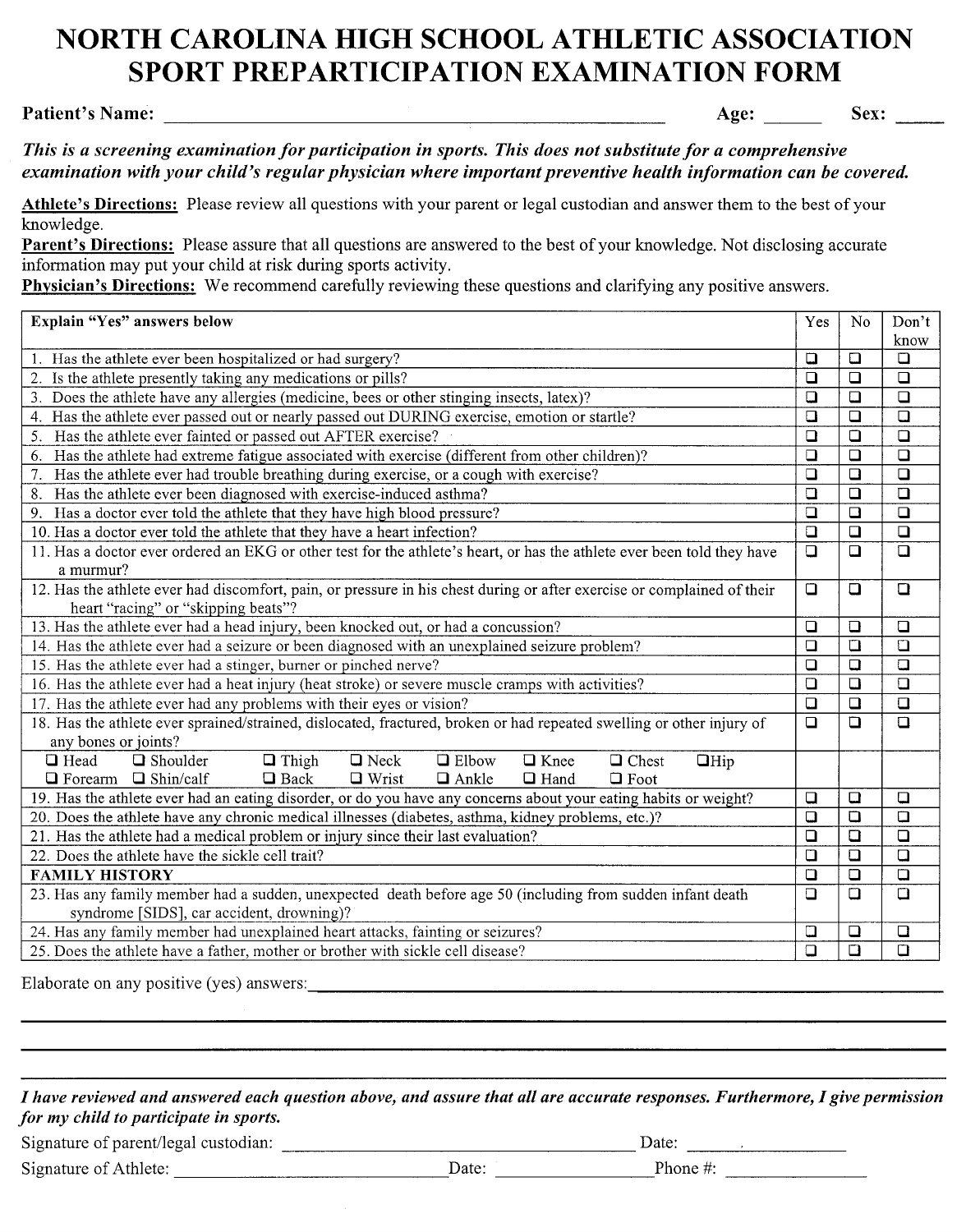# NORTH CAROLINA HIGH SCHOOL ATHLETIC ASSOCIATION SPORT PREPARTICIPATION EXAMINATION FORM

**Patient's Name:** ______________________________ **Age:** ______ **Sex:** _____

***This is a screening examination for participation in sports. This does not substitute for a comprehensive examination with your child's regular physician where important preventive health information can be covered.***

**Athlete's Directions:** Please review all questions with your parent or legal custodian and answer them to the best of your knowledge.

**Parent's Directions:** Please assure that all questions are answered to the best of your knowledge. Not disclosing accurate information may put your child at risk during sports activity.

**Physician's Directions:** We recommend carefully reviewing these questions and clarifying any positive answers.

| **Explain "Yes" answers below** | Yes | No | Don't know |
|---|---|---|---|
| 1. Has the athlete ever been hospitalized or had surgery? | ❑ | ❑ | ❑ |
| 2. Is the athlete presently taking any medications or pills? | ❑ | ❑ | ❑ |
| 3. Does the athlete have any allergies (medicine, bees or other stinging insects, latex)? | ❑ | ❑ | ❑ |
| 4. Has the athlete ever passed out or nearly passed out DURING exercise, emotion or startle? | ❑ | ❑ | ❑ |
| 5. Has the athlete ever fainted or passed out AFTER exercise? | ❑ | ❑ | ❑ |
| 6. Has the athlete had extreme fatigue associated with exercise (different from other children)? | ❑ | ❑ | ❑ |
| 7. Has the athlete ever had trouble breathing during exercise, or a cough with exercise? | ❑ | ❑ | ❑ |
| 8. Has the athlete ever been diagnosed with exercise-induced asthma? | ❑ | ❑ | ❑ |
| 9. Has a doctor ever told the athlete that they have high blood pressure? | ❑ | ❑ | ❑ |
| 10. Has a doctor ever told the athlete that they have a heart infection? | ❑ | ❑ | ❑ |
| 11. Has a doctor ever ordered an EKG or other test for the athlete's heart, or has the athlete ever been told they have a murmur? | ❑ | ❑ | ❑ |
| 12. Has the athlete ever had discomfort, pain, or pressure in his chest during or after exercise or complained of their heart "racing" or "skipping beats"? | ❑ | ❑ | ❑ |
| 13. Has the athlete ever had a head injury, been knocked out, or had a concussion? | ❑ | ❑ | ❑ |
| 14. Has the athlete ever had a seizure or been diagnosed with an unexplained seizure problem? | ❑ | ❑ | ❑ |
| 15. Has the athlete ever had a stinger, burner or pinched nerve? | ❑ | ❑ | ❑ |
| 16. Has the athlete ever had a heat injury (heat stroke) or severe muscle cramps with activities? | ❑ | ❑ | ❑ |
| 17. Has the athlete ever had any problems with their eyes or vision? | ❑ | ❑ | ❑ |
| 18. Has the athlete ever sprained/strained, dislocated, fractured, broken or had repeated swelling or other injury of any bones or joints? | ❑ | ❑ | ❑ |
| ❑ Head ❑ Shoulder ❑ Thigh ❑ Neck ❑ Elbow ❑ Knee ❑ Chest ❑ Hip ❑ Forearm ❑ Shin/calf ❑ Back ❑ Wrist ❑ Ankle ❑ Hand ❑ Foot | | | |
| 19. Has the athlete ever had an eating disorder, or do you have any concerns about your eating habits or weight? | ❑ | ❑ | ❑ |
| 20. Does the athlete have any chronic medical illnesses (diabetes, asthma, kidney problems, etc.)? | ❑ | ❑ | ❑ |
| 21. Has the athlete had a medical problem or injury since their last evaluation? | ❑ | ❑ | ❑ |
| 22. Does the athlete have the sickle cell trait? | ❑ | ❑ | ❑ |
| **FAMILY HISTORY** | ❑ | ❑ | ❑ |
| 23. Has any family member had a sudden, unexpected death before age 50 (including from sudden infant death syndrome [SIDS], car accident, drowning)? | ❑ | ❑ | ❑ |
| 24. Has any family member had unexplained heart attacks, fainting or seizures? | ❑ | ❑ | ❑ |
| 25. Does the athlete have a father, mother or brother with sickle cell disease? | ❑ | ❑ | ❑ |

Elaborate on any positive (yes) answers: ________________________________________________

___________________________________________________________________________

___________________________________________________________________________

___________________________________________________________________________

***I have reviewed and answered each question above, and assure that all are accurate responses. Furthermore, I give permission for my child to participate in sports.***

Signature of parent/legal custodian: ______________________________ Date: ______________

Signature of Athlete: ______________________ Date: ______________ Phone #: ______________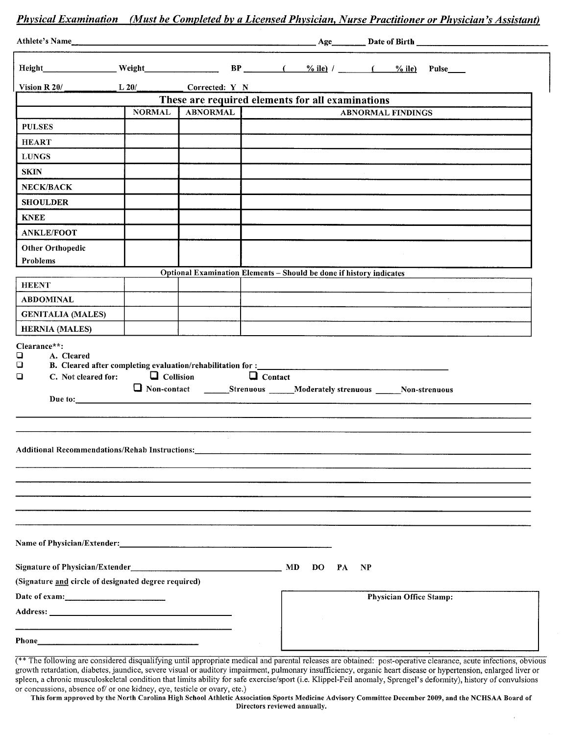## *Physical Examination (Must be Completed by a Licensed Physician, Nurse Practitioner or Physician's Assistant)*

Athlete's Name\_\_\_\_\_\_\_\_\_\_\_\_\_\_\_\_\_\_\_\_\_\_\_\_\_\_\_\_\_\_\_\_\_\_\_\_\_\_\_\_\_\_\_\_ Age\_\_\_\_\_\_\_ Date of Birth \_\_\_\_\_\_\_\_\_\_\_\_\_\_\_\_\_\_\_\_\_\_\_\_\_\_

Height\_\_\_\_\_\_\_\_\_\_\_\_\_\_ Weight\_\_\_\_\_\_\_\_\_\_\_\_\_\_ BP \_\_\_\_\_\_\_ ( \_\_\_% ile) / \_\_\_\_\_\_\_ ( \_\_\_% ile) Pulse\_\_\_\_

Vision R 20/\_\_\_\_\_\_\_\_\_\_ L 20/\_\_\_\_\_\_\_\_\_\_ Corrected: Y N

**These are required elements for all examinations**

| | NORMAL | ABNORMAL | ABNORMAL FINDINGS |
|---|---|---|---|
| PULSES | | | |
| HEART | | | |
| LUNGS | | | |
| SKIN | | | |
| NECK/BACK | | | |
| SHOULDER | | | |
| KNEE | | | |
| ANKLE/FOOT | | | |
| Other Orthopedic Problems | | | |

**Optional Examination Elements – Should be done if history indicates**

| | | | |
|---|---|---|---|
| HEENT | | | |
| ABDOMINAL | | | |
| GENITALIA (MALES) | | | |
| HERNIA (MALES) | | | |

**Clearance\*\*:**

- ☐ A. Cleared
- ☐ B. Cleared after completing evaluation/rehabilitation for :\_\_\_\_\_\_\_\_\_\_\_\_\_\_\_\_\_\_\_\_\_\_\_\_\_\_\_\_\_\_
- ☐ C. Not cleared for: ☐ Collision ☐ Contact
  ☐ Non-contact \_\_\_\_\_Strenuous \_\_\_\_\_Moderately strenuous \_\_\_\_\_Non-strenuous

Due to:\_\_\_\_\_\_\_\_\_\_\_\_\_\_\_\_\_\_\_\_\_\_\_\_\_\_\_\_\_\_\_\_\_\_\_\_\_\_\_\_\_\_\_\_\_\_\_\_\_\_\_\_\_\_\_\_\_\_

Additional Recommendations/Rehab Instructions:\_\_\_\_\_\_\_\_\_\_\_\_\_\_\_\_\_\_\_\_\_\_\_\_\_\_\_\_\_\_\_\_\_\_\_\_\_\_\_\_

Name of Physician/Extender:\_\_\_\_\_\_\_\_\_\_\_\_\_\_\_\_\_\_\_\_\_\_\_\_\_\_\_\_\_\_\_\_\_\_\_\_\_\_\_\_

Signature of Physician/Extender\_\_\_\_\_\_\_\_\_\_\_\_\_\_\_\_\_\_\_\_\_\_\_\_\_\_\_\_\_\_\_\_ MD DO PA NP

(Signature and circle of designated degree required)

Date of exam:\_\_\_\_\_\_\_\_\_\_\_\_\_\_\_\_\_\_\_\_\_\_

Address: \_\_\_\_\_\_\_\_\_\_\_\_\_\_\_\_\_\_\_\_\_\_\_\_\_\_\_\_\_\_\_\_\_\_\_\_\_\_\_\_

Phone\_\_\_\_\_\_\_\_\_\_\_\_\_\_\_\_\_\_\_\_\_\_\_\_\_\_\_\_\_\_\_\_\_\_\_\_\_\_

**Physician Office Stamp:**

(\*\* The following are considered disqualifying until appropriate medical and parental releases are obtained: post-operative clearance, acute infections, obvious growth retardation, diabetes, jaundice, severe visual or auditory impairment, pulmonary insufficiency, organic heart disease or hypertension, enlarged liver or spleen, a chronic musculoskeletal condition that limits ability for safe exercise/sport (i.e. Klippel-Feil anomaly, Sprengel's deformity), history of convulsions or concussions, absence of/ or one kidney, eye, testicle or ovary, etc.)

**This form approved by the North Carolina High School Athletic Association Sports Medicine Advisory Committee December 2009, and the NCHSAA Board of Directors reviewed annually.**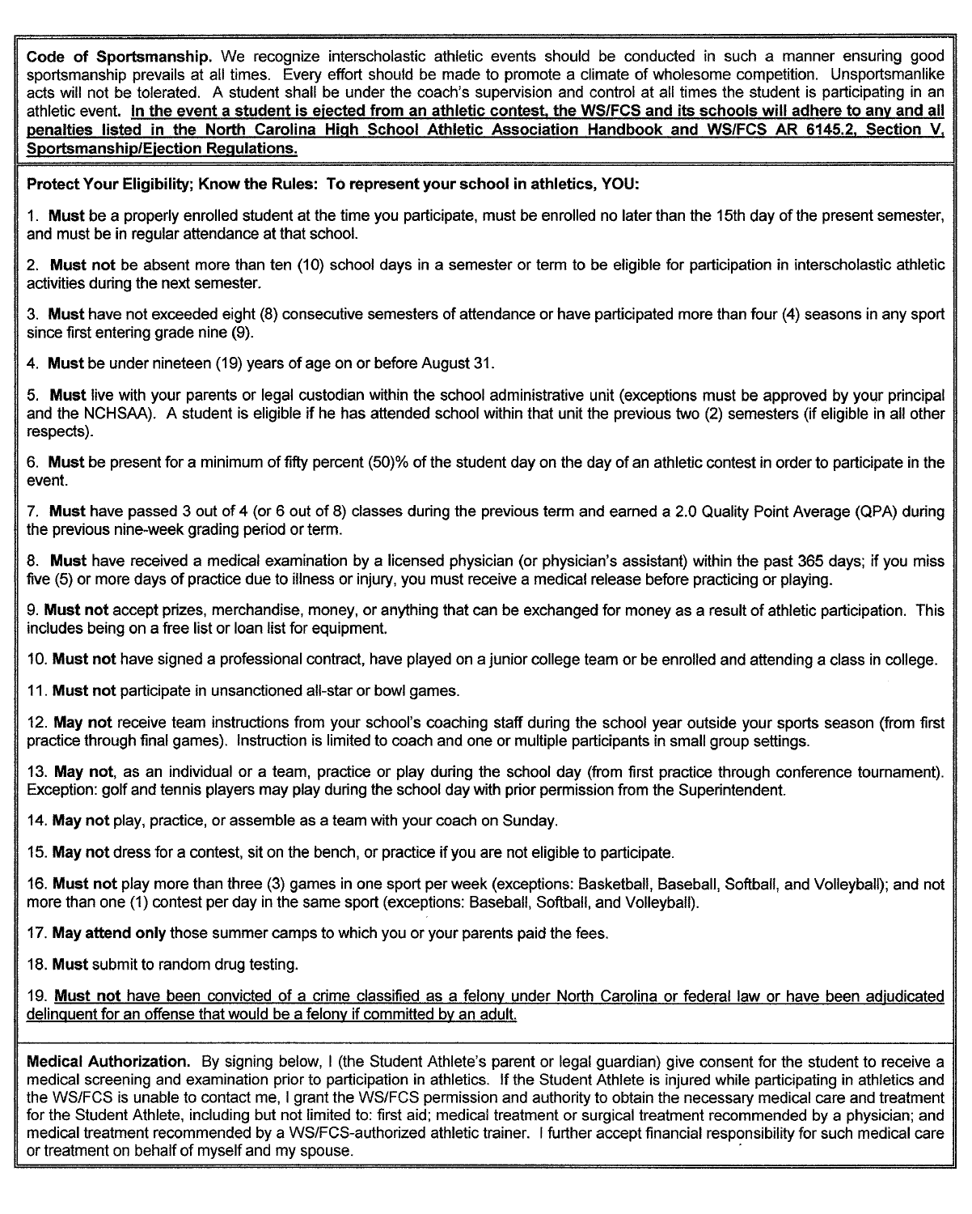**Code of Sportsmanship.** We recognize interscholastic athletic events should be conducted in such a manner ensuring good sportsmanship prevails at all times. Every effort should be made to promote a climate of wholesome competition. Unsportsmanlike acts will not be tolerated. A student shall be under the coach's supervision and control at all times the student is participating in an athletic event. **<u>In the event a student is ejected from an athletic contest, the WS/FCS and its schools will adhere to any and all penalties listed in the North Carolina High School Athletic Association Handbook and WS/FCS AR 6145.2, Section V, Sportsmanship/Ejection Regulations.</u>**

**Protect Your Eligibility; Know the Rules: To represent your school in athletics, YOU:**

1. **Must** be a properly enrolled student at the time you participate, must be enrolled no later than the 15th day of the present semester, and must be in regular attendance at that school.

2. **Must not** be absent more than ten (10) school days in a semester or term to be eligible for participation in interscholastic athletic activities during the next semester.

3. **Must** have not exceeded eight (8) consecutive semesters of attendance or have participated more than four (4) seasons in any sport since first entering grade nine (9).

4. **Must** be under nineteen (19) years of age on or before August 31.

5. **Must** live with your parents or legal custodian within the school administrative unit (exceptions must be approved by your principal and the NCHSAA). A student is eligible if he has attended school within that unit the previous two (2) semesters (if eligible in all other respects).

6. **Must** be present for a minimum of fifty percent (50)% of the student day on the day of an athletic contest in order to participate in the event.

7. **Must** have passed 3 out of 4 (or 6 out of 8) classes during the previous term and earned a 2.0 Quality Point Average (QPA) during the previous nine-week grading period or term.

8. **Must** have received a medical examination by a licensed physician (or physician's assistant) within the past 365 days; if you miss five (5) or more days of practice due to illness or injury, you must receive a medical release before practicing or playing.

9. **Must not** accept prizes, merchandise, money, or anything that can be exchanged for money as a result of athletic participation. This includes being on a free list or loan list for equipment.

10. **Must not** have signed a professional contract, have played on a junior college team or be enrolled and attending a class in college.

11. **Must not** participate in unsanctioned all-star or bowl games.

12. **May not** receive team instructions from your school's coaching staff during the school year outside your sports season (from first practice through final games). Instruction is limited to coach and one or multiple participants in small group settings.

13. **May not**, as an individual or a team, practice or play during the school day (from first practice through conference tournament). Exception: golf and tennis players may play during the school day with prior permission from the Superintendent.

14. **May not** play, practice, or assemble as a team with your coach on Sunday.

15. **May not** dress for a contest, sit on the bench, or practice if you are not eligible to participate.

16. **Must not** play more than three (3) games in one sport per week (exceptions: Basketball, Baseball, Softball, and Volleyball); and not more than one (1) contest per day in the same sport (exceptions: Baseball, Softball, and Volleyball).

17. **May attend only** those summer camps to which you or your parents paid the fees.

18. **Must** submit to random drug testing.

19. <u>**Must not** have been convicted of a crime classified as a felony under North Carolina or federal law or have been adjudicated delinquent for an offense that would be a felony if committed by an adult.</u>

**Medical Authorization.** By signing below, I (the Student Athlete's parent or legal guardian) give consent for the student to receive a medical screening and examination prior to participation in athletics. If the Student Athlete is injured while participating in athletics and the WS/FCS is unable to contact me, I grant the WS/FCS permission and authority to obtain the necessary medical care and treatment for the Student Athlete, including but not limited to: first aid; medical treatment or surgical treatment recommended by a physician; and medical treatment recommended by a WS/FCS-authorized athletic trainer. I further accept financial responsibility for such medical care or treatment on behalf of myself and my spouse.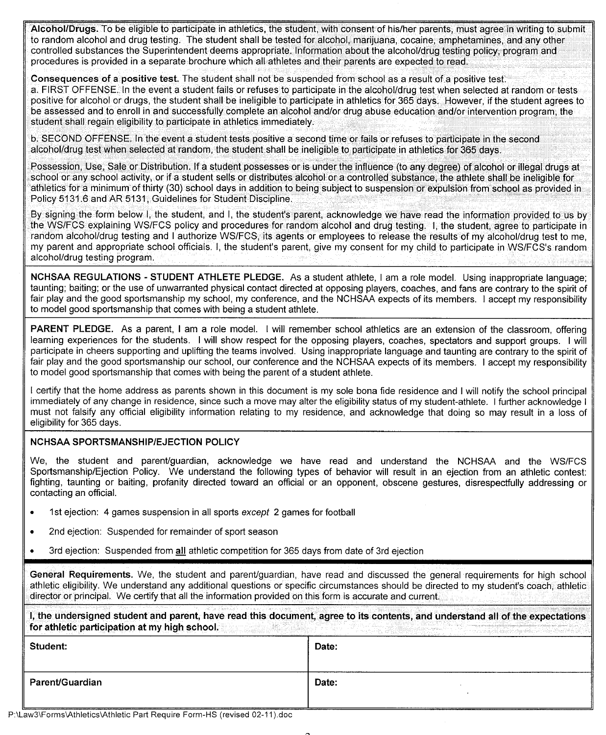**Alcohol/Drugs.** To be eligible to participate in athletics, the student, with consent of his/her parents, must agree in writing to submit to random alcohol and drug testing. The student shall be tested for alcohol, marijuana, cocaine, amphetamines, and any other controlled substances the Superintendent deems appropriate. Information about the alcohol/drug testing policy, program and procedures is provided in a separate brochure which all athletes and their parents are expected to read.

**Consequences of a positive test.** The student shall not be suspended from school as a result of a positive test.
a. FIRST OFFENSE. In the event a student fails or refuses to participate in the alcohol/drug test when selected at random or tests positive for alcohol or drugs, the student shall be ineligible to participate in athletics for 365 days. However, if the student agrees to be assessed and to enroll in and successfully complete an alcohol and/or drug abuse education and/or intervention program, the student shall regain eligibility to participate in athletics immediately.

b. SECOND OFFENSE. In the event a student tests positive a second time or fails or refuses to participate in the second alcohol/drug test when selected at random, the student shall be ineligible to participate in athletics for 365 days.

Possession, Use, Sale or Distribution. If a student possesses or is under the influence (to any degree) of alcohol or illegal drugs at school or any school activity, or if a student sells or distributes alcohol or a controlled substance, the athlete shall be ineligible for athletics for a minimum of thirty (30) school days in addition to being subject to suspension or expulsion from school as provided in Policy 5131.6 and AR 5131, Guidelines for Student Discipline.

By signing the form below I, the student, and I, the student's parent, acknowledge we have read the information provided to us by the WS/FCS explaining WS/FCS policy and procedures for random alcohol and drug testing. I, the student, agree to participate in random alcohol/drug testing and I authorize WS/FCS, its agents or employees to release the results of my alcohol/drug test to me, my parent and appropriate school officials. I, the student's parent, give my consent for my child to participate in WS/FCS's random alcohol/drug testing program.

**NCHSAA REGULATIONS - STUDENT ATHLETE PLEDGE.** As a student athlete, I am a role model. Using inappropriate language; taunting; baiting; or the use of unwarranted physical contact directed at opposing players, coaches, and fans are contrary to the spirit of fair play and the good sportsmanship my school, my conference, and the NCHSAA expects of its members. I accept my responsibility to model good sportsmanship that comes with being a student athlete.

**PARENT PLEDGE.** As a parent, I am a role model. I will remember school athletics are an extension of the classroom, offering learning experiences for the students. I will show respect for the opposing players, coaches, spectators and support groups. I will participate in cheers supporting and uplifting the teams involved. Using inappropriate language and taunting are contrary to the spirit of fair play and the good sportsmanship our school, our conference and the NCHSAA expects of its members. I accept my responsibility to model good sportsmanship that comes with being the parent of a student athlete.

I certify that the home address as parents shown in this document is my sole bona fide residence and I will notify the school principal immediately of any change in residence, since such a move may alter the eligibility status of my student-athlete. I further acknowledge I must not falsify any official eligibility information relating to my residence, and acknowledge that doing so may result in a loss of eligibility for 365 days.

**NCHSAA SPORTSMANSHIP/EJECTION POLICY**

We, the student and parent/guardian, acknowledge we have read and understand the NCHSAA and the WS/FCS Sportsmanship/Ejection Policy. We understand the following types of behavior will result in an ejection from an athletic contest: fighting, taunting or baiting, profanity directed toward an official or an opponent, obscene gestures, disrespectfully addressing or contacting an official.

- 1st ejection: 4 games suspension in all sports *except* 2 games for football
- 2nd ejection: Suspended for remainder of sport season
- 3rd ejection: Suspended from <u>**all**</u> athletic competition for 365 days from date of 3rd ejection

**General Requirements.** We, the student and parent/guardian, have read and discussed the general requirements for high school athletic eligibility. We understand any additional questions or specific circumstances should be directed to my student's coach, athletic director or principal. We certify that all the information provided on this form is accurate and current.

**I, the undersigned student and parent, have read this document, agree to its contents, and understand all of the expectations for athletic participation at my high school.**

| Student: | Date: |
|---|---|
| Parent/Guardian | Date: |

P:\Law3\Forms\Athletics\Athletic Part Require Form-HS (revised 02-11).doc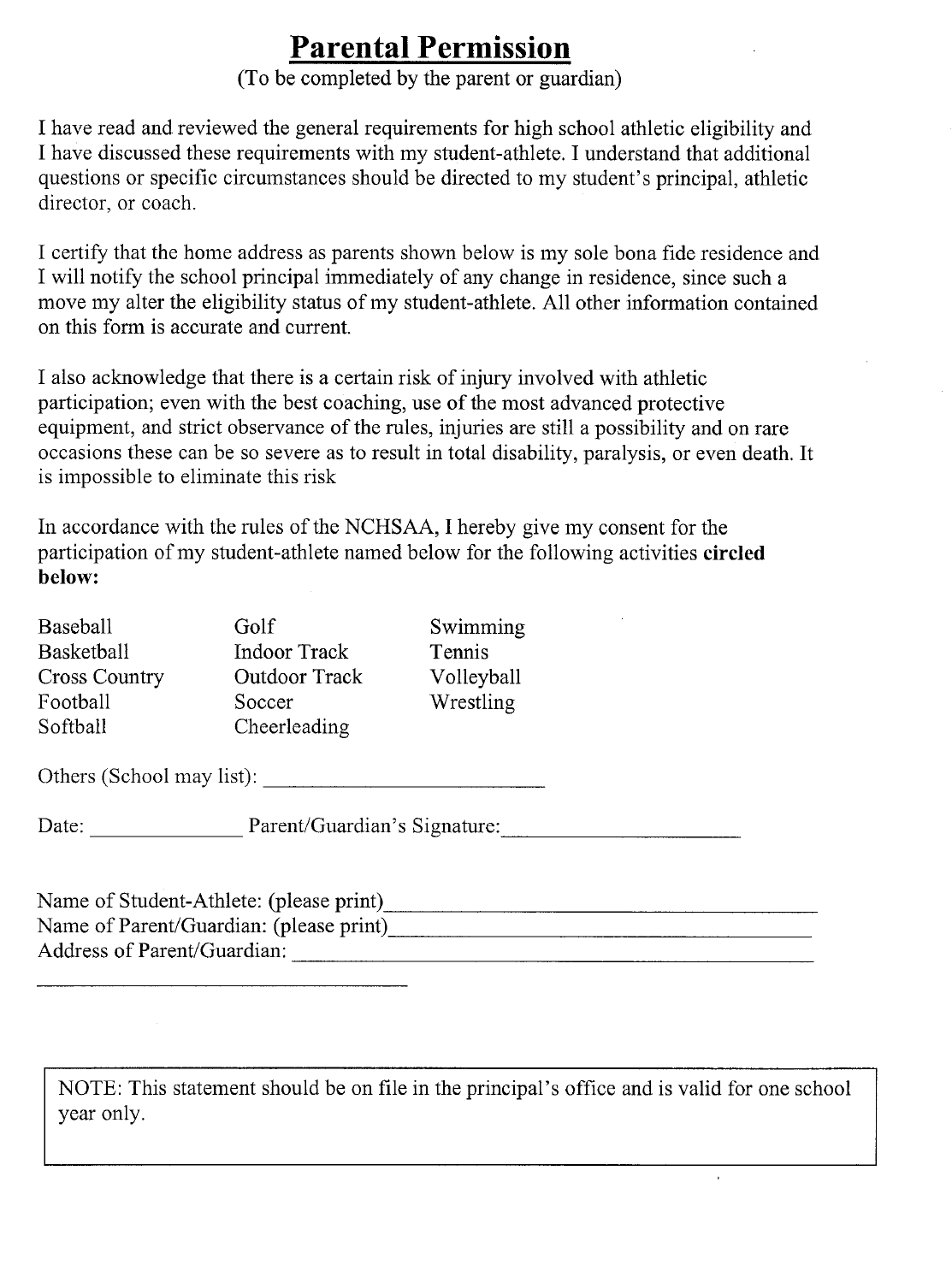# **Parental Permission**

(To be completed by the parent or guardian)

I have read and reviewed the general requirements for high school athletic eligibility and I have discussed these requirements with my student-athlete. I understand that additional questions or specific circumstances should be directed to my student's principal, athletic director, or coach.

I certify that the home address as parents shown below is my sole bona fide residence and I will notify the school principal immediately of any change in residence, since such a move my alter the eligibility status of my student-athlete. All other information contained on this form is accurate and current.

I also acknowledge that there is a certain risk of injury involved with athletic participation; even with the best coaching, use of the most advanced protective equipment, and strict observance of the rules, injuries are still a possibility and on rare occasions these can be so severe as to result in total disability, paralysis, or even death. It is impossible to eliminate this risk

In accordance with the rules of the NCHSAA, I hereby give my consent for the participation of my student-athlete named below for the following activities **circled below:**

| | | |
|---|---|---|
| Baseball | Golf | Swimming |
| Basketball | Indoor Track | Tennis |
| Cross Country | Outdoor Track | Volleyball |
| Football | Soccer | Wrestling |
| Softball | Cheerleading | |

Others (School may list): ___________________________

Date: ______________ Parent/Guardian's Signature: ______________________

Name of Student-Athlete: (please print) ________________________________________

Name of Parent/Guardian: (please print) ________________________________________

Address of Parent/Guardian: ________________________________________

____________________________________

> NOTE: This statement should be on file in the principal's office and is valid for one school year only.